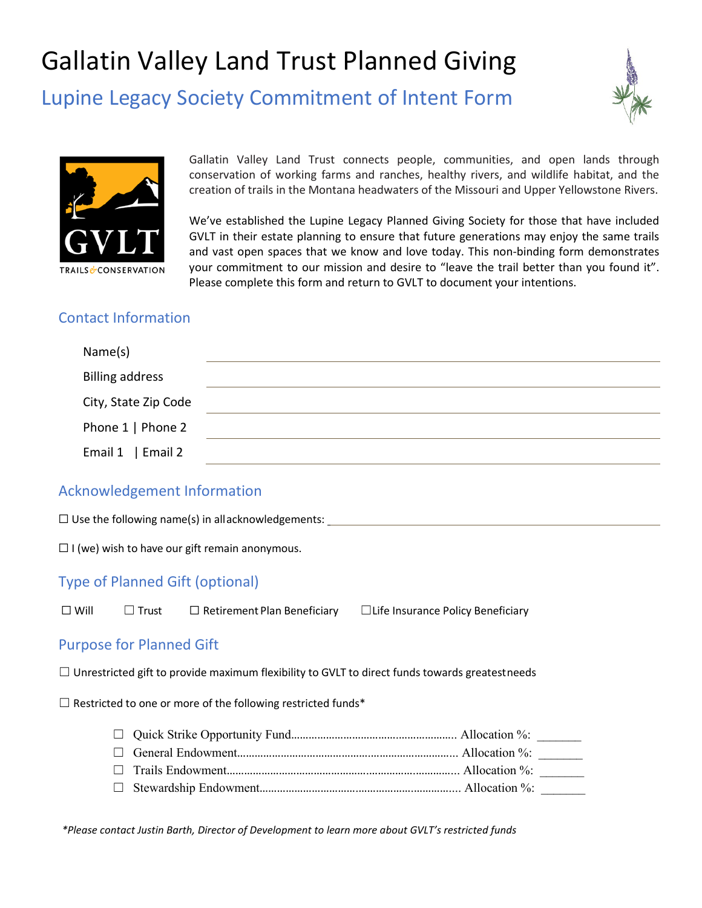# Gallatin Valley Land Trust Planned Giving

## Lupine Legacy Society Commitment of Intent Form

GVLT
TRAILS & CONSERVATION

Gallatin Valley Land Trust connects people, communities, and open lands through conservation of working farms and ranches, healthy rivers, and wildlife habitat, and the creation of trails in the Montana headwaters of the Missouri and Upper Yellowstone Rivers.

We've established the Lupine Legacy Planned Giving Society for those that have included GVLT in their estate planning to ensure that future generations may enjoy the same trails and vast open spaces that we know and love today. This non-binding form demonstrates your commitment to our mission and desire to "leave the trail better than you found it". Please complete this form and return to GVLT to document your intentions.

### Contact Information

Name(s) ____________________

Billing address ____________________

City, State Zip Code ____________________

Phone 1 | Phone 2 ____________________

Email 1 | Email 2 ____________________

### Acknowledgement Information

☐ Use the following name(s) in all acknowledgements: ____________________

☐ I (we) wish to have our gift remain anonymous.

### Type of Planned Gift (optional)

☐ Will ☐ Trust ☐ Retirement Plan Beneficiary ☐ Life Insurance Policy Beneficiary

### Purpose for Planned Gift

☐ Unrestricted gift to provide maximum flexibility to GVLT to direct funds towards greatest needs

☐ Restricted to one or more of the following restricted funds*

- ☐ Quick Strike Opportunity Fund........................................................ Allocation %: _______
- ☐ General Endowment.......................................................................... Allocation %: _______
- ☐ Trails Endowment.............................................................................. Allocation %: _______
- ☐ Stewardship Endowment................................................................... Allocation %: _______

*\*Please contact Justin Barth, Director of Development to learn more about GVLT's restricted funds*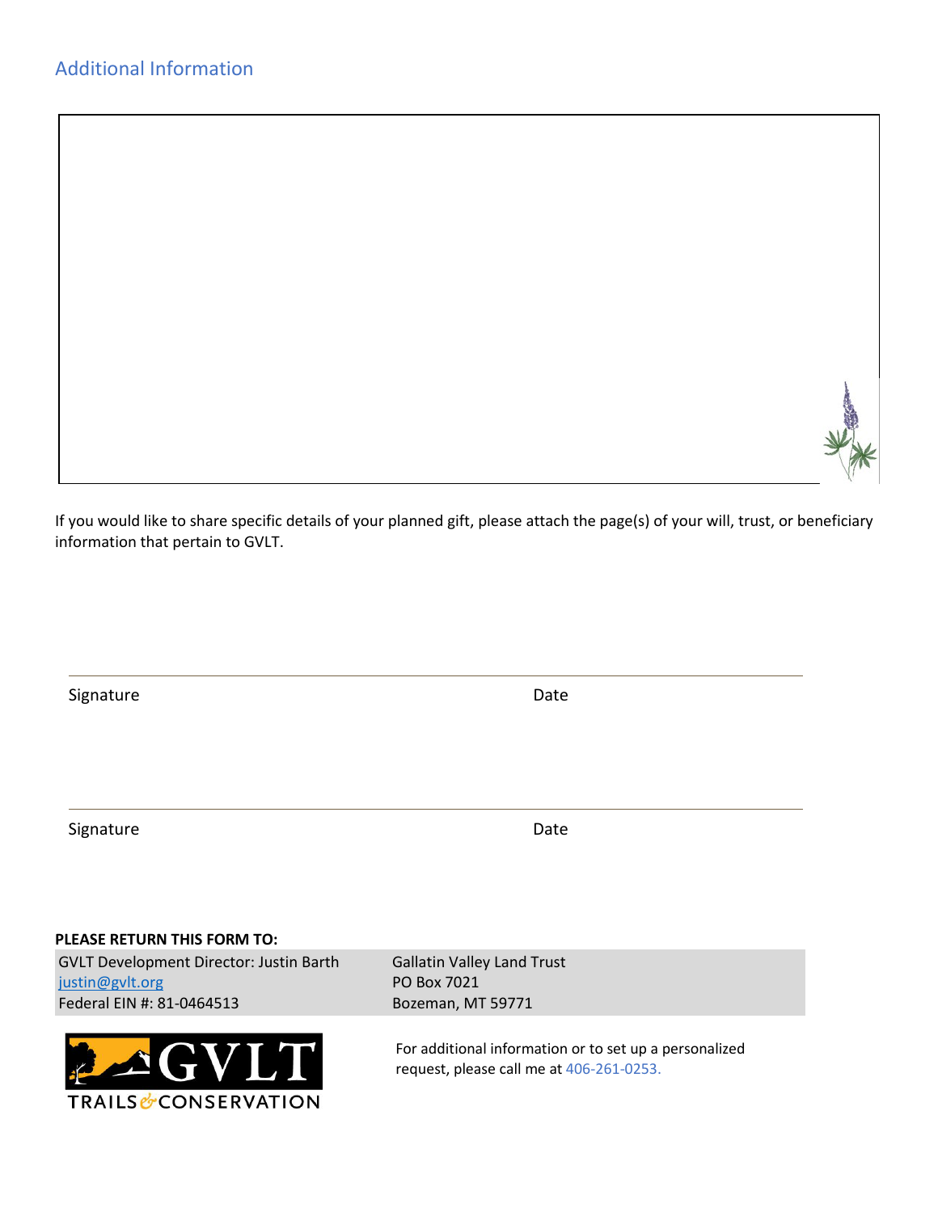## Additional Information

If you would like to share specific details of your planned gift, please attach the page(s) of your will, trust, or beneficiary information that pertain to GVLT.

Signature                                                            Date

Signature                                                            Date

**PLEASE RETURN THIS FORM TO:**

GVLT Development Director: Justin Barth
justin@gvlt.org
Federal EIN #: 81-0464513

Gallatin Valley Land Trust
PO Box 7021
Bozeman, MT 59771

GVLT
TRAILS & CONSERVATION

For additional information or to set up a personalized request, please call me at 406-261-0253.